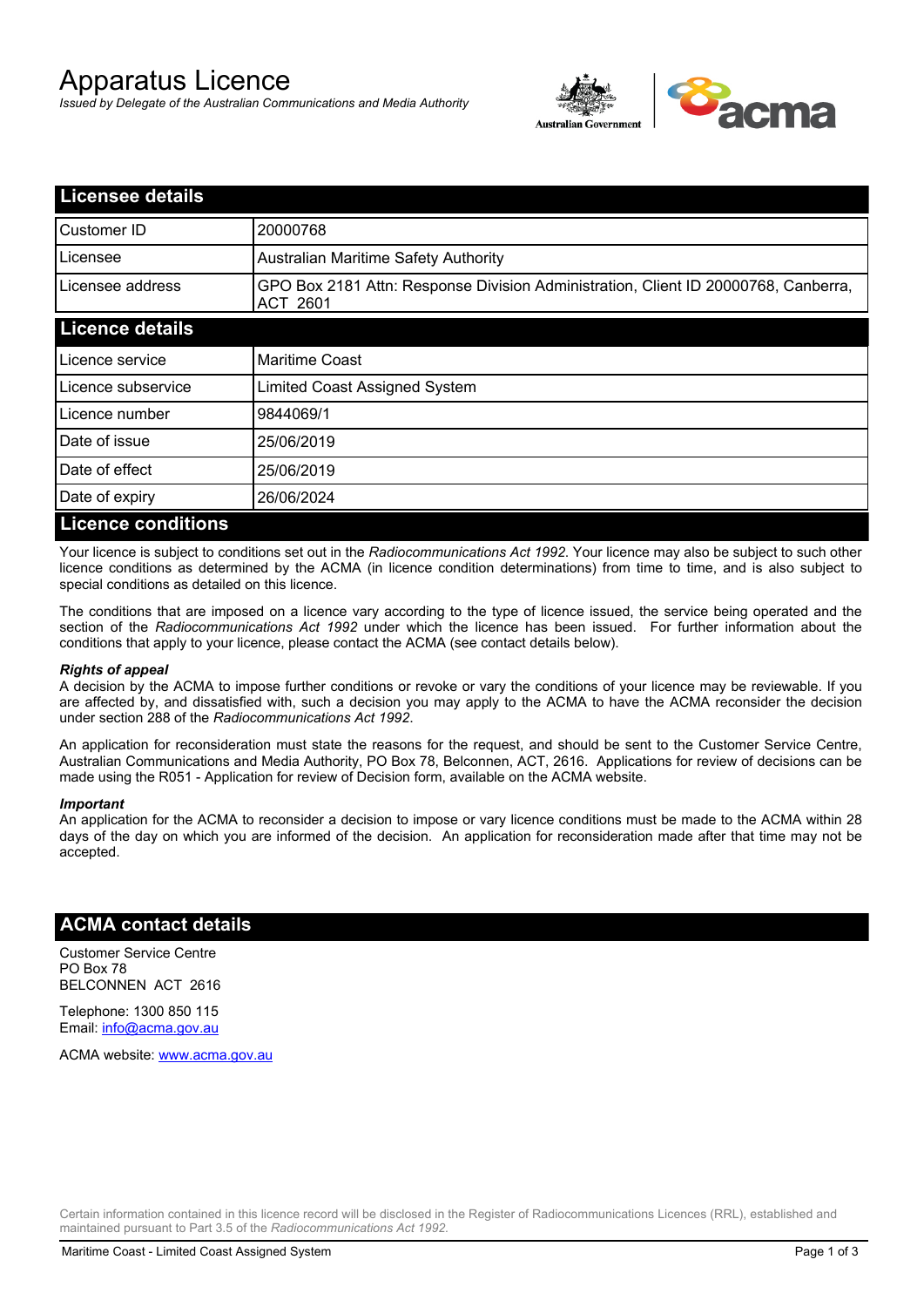# Apparatus Licence

*Issued by Delegate of the Australian Communications and Media Authority*

## Licensee details

| | |
|---|---|
| Customer ID | 20000768 |
| Licensee | Australian Maritime Safety Authority |
| Licensee address | GPO Box 2181 Attn: Response Division Administration, Client ID 20000768, Canberra, ACT 2601 |

## Licence details

| | |
|---|---|
| Licence service | Maritime Coast |
| Licence subservice | Limited Coast Assigned System |
| Licence number | 9844069/1 |
| Date of issue | 25/06/2019 |
| Date of effect | 25/06/2019 |
| Date of expiry | 26/06/2024 |

## Licence conditions

Your licence is subject to conditions set out in the *Radiocommunications Act 1992*. Your licence may also be subject to such other licence conditions as determined by the ACMA (in licence condition determinations) from time to time, and is also subject to special conditions as detailed on this licence.

The conditions that are imposed on a licence vary according to the type of licence issued, the service being operated and the section of the *Radiocommunications Act 1992* under which the licence has been issued. For further information about the conditions that apply to your licence, please contact the ACMA (see contact details below).

***Rights of appeal***

A decision by the ACMA to impose further conditions or revoke or vary the conditions of your licence may be reviewable. If you are affected by, and dissatisfied with, such a decision you may apply to the ACMA to have the ACMA reconsider the decision under section 288 of the *Radiocommunications Act 1992*.

An application for reconsideration must state the reasons for the request, and should be sent to the Customer Service Centre, Australian Communications and Media Authority, PO Box 78, Belconnen, ACT, 2616. Applications for review of decisions can be made using the R051 - Application for review of Decision form, available on the ACMA website.

***Important***

An application for the ACMA to reconsider a decision to impose or vary licence conditions must be made to the ACMA within 28 days of the day on which you are informed of the decision. An application for reconsideration made after that time may not be accepted.

## ACMA contact details

Customer Service Centre
PO Box 78
BELCONNEN ACT 2616

Telephone: 1300 850 115
Email: info@acma.gov.au

ACMA website: www.acma.gov.au

Certain information contained in this licence record will be disclosed in the Register of Radiocommunications Licences (RRL), established and maintained pursuant to Part 3.5 of the *Radiocommunications Act 1992.*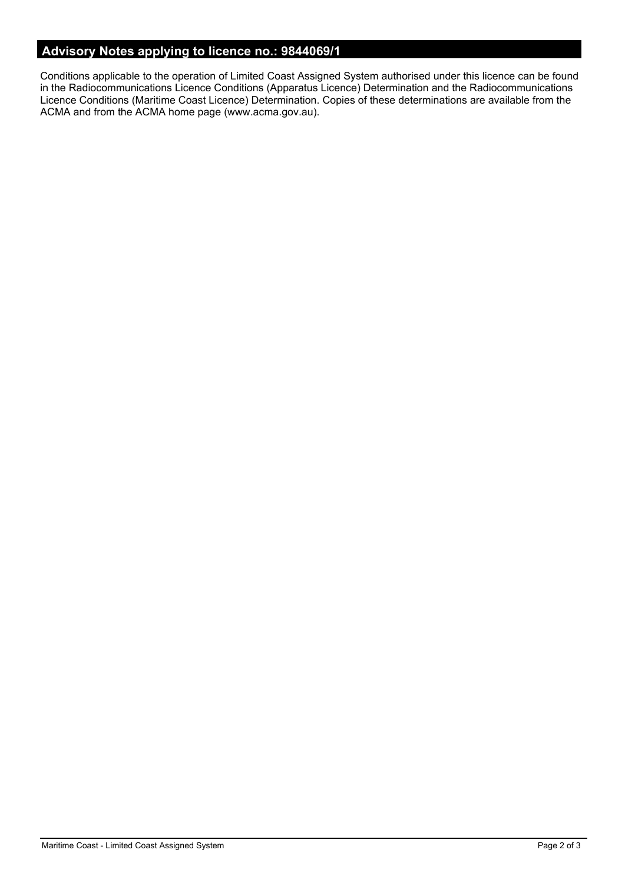## Advisory Notes applying to licence no.: 9844069/1

Conditions applicable to the operation of Limited Coast Assigned System authorised under this licence can be found in the Radiocommunications Licence Conditions (Apparatus Licence) Determination and the Radiocommunications Licence Conditions (Maritime Coast Licence) Determination. Copies of these determinations are available from the ACMA and from the ACMA home page (www.acma.gov.au).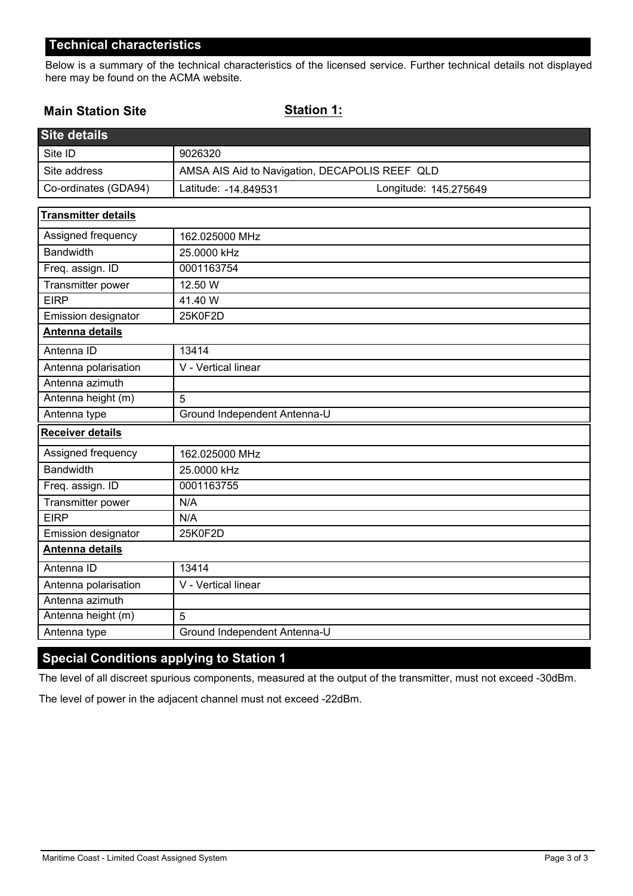## Technical characteristics

Below is a summary of the technical characteristics of the licensed service. Further technical details not displayed here may be found on the ACMA website.

**Main Station Site** **Station 1:**

| Site details | |
|---|---|
| Site ID | 9026320 |
| Site address | AMSA AIS Aid to Navigation, DECAPOLIS REEF QLD |
| Co-ordinates (GDA94) | Latitude: -14.849531 Longitude: 145.275649 |

| Transmitter details | |
|---|---|
| Assigned frequency | 162.025000 MHz |
| Bandwidth | 25.0000 kHz |
| Freq. assign. ID | 0001163754 |
| Transmitter power | 12.50 W |
| EIRP | 41.40 W |
| Emission designator | 25K0F2D |
| **Antenna details** | |
| Antenna ID | 13414 |
| Antenna polarisation | V - Vertical linear |
| Antenna azimuth | |
| Antenna height (m) | 5 |
| Antenna type | Ground Independent Antenna-U |

| Receiver details | |
|---|---|
| Assigned frequency | 162.025000 MHz |
| Bandwidth | 25.0000 kHz |
| Freq. assign. ID | 0001163755 |
| Transmitter power | N/A |
| EIRP | N/A |
| Emission designator | 25K0F2D |
| **Antenna details** | |
| Antenna ID | 13414 |
| Antenna polarisation | V - Vertical linear |
| Antenna azimuth | |
| Antenna height (m) | 5 |
| Antenna type | Ground Independent Antenna-U |

## Special Conditions applying to Station 1

The level of all discreet spurious components, measured at the output of the transmitter, must not exceed -30dBm.

The level of power in the adjacent channel must not exceed -22dBm.